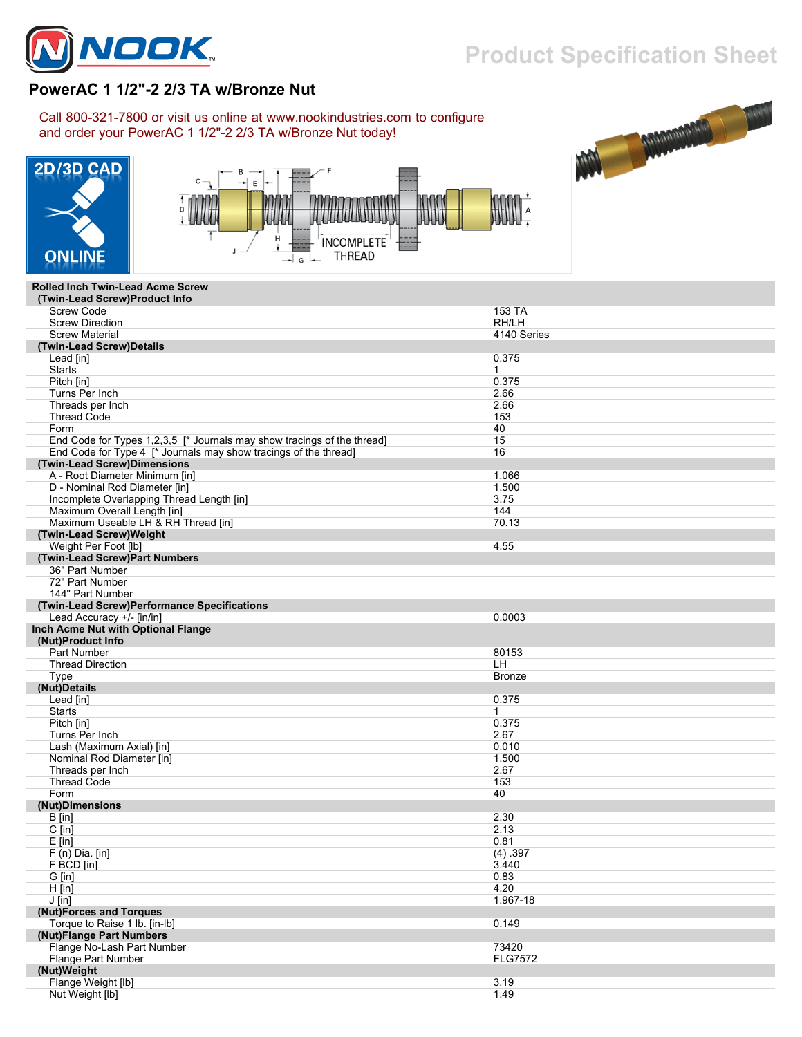# PowerAC 1 1/2"-2 2/3 TA w/Bronze Nut

Call 800-321-7800 or visit us online at www.nookindustries.com to configure and order your PowerAC 1 1/2"-2 2/3 TA w/Bronze Nut today!

| Rolled Inch Twin-Lead Acme Screw | |
|---|---|
| **(Twin-Lead Screw)Product Info** | |
| Screw Code | 153 TA |
| Screw Direction | RH/LH |
| Screw Material | 4140 Series |
| **(Twin-Lead Screw)Details** | |
| Lead [in] | 0.375 |
| Starts | 1 |
| Pitch [in] | 0.375 |
| Turns Per Inch | 2.66 |
| Threads per Inch | 2.66 |
| Thread Code | 153 |
| Form | 40 |
| End Code for Types 1,2,3,5 [* Journals may show tracings of the thread] | 15 |
| End Code for Type 4 [* Journals may show tracings of the thread] | 16 |
| **(Twin-Lead Screw)Dimensions** | |
| A - Root Diameter Minimum [in] | 1.066 |
| D - Nominal Rod Diameter [in] | 1.500 |
| Incomplete Overlapping Thread Length [in] | 3.75 |
| Maximum Overall Length [in] | 144 |
| Maximum Useable LH & RH Thread [in] | 70.13 |
| **(Twin-Lead Screw)Weight** | |
| Weight Per Foot [lb] | 4.55 |
| **(Twin-Lead Screw)Part Numbers** | |
| 36" Part Number | |
| 72" Part Number | |
| 144" Part Number | |
| **(Twin-Lead Screw)Performance Specifications** | |
| Lead Accuracy +/- [in/in] | 0.0003 |

| Inch Acme Nut with Optional Flange | |
|---|---|
| **(Nut)Product Info** | |
| Part Number | 80153 |
| Thread Direction | LH |
| Type | Bronze |
| **(Nut)Details** | |
| Lead [in] | 0.375 |
| Starts | 1 |
| Pitch [in] | 0.375 |
| Turns Per Inch | 2.67 |
| Lash (Maximum Axial) [in] | 0.010 |
| Nominal Rod Diameter [in] | 1.500 |
| Threads per Inch | 2.67 |
| Thread Code | 153 |
| Form | 40 |
| **(Nut)Dimensions** | |
| B [in] | 2.30 |
| C [in] | 2.13 |
| E [in] | 0.81 |
| F (n) Dia. [in] | (4) .397 |
| F BCD [in] | 3.440 |
| G [in] | 0.83 |
| H [in] | 4.20 |
| J [in] | 1.967-18 |
| **(Nut)Forces and Torques** | |
| Torque to Raise 1 lb. [in-lb] | 0.149 |
| **(Nut)Flange Part Numbers** | |
| Flange No-Lash Part Number | 73420 |
| Flange Part Number | FLG7572 |
| **(Nut)Weight** | |
| Flange Weight [lb] | 3.19 |
| Nut Weight [lb] | 1.49 |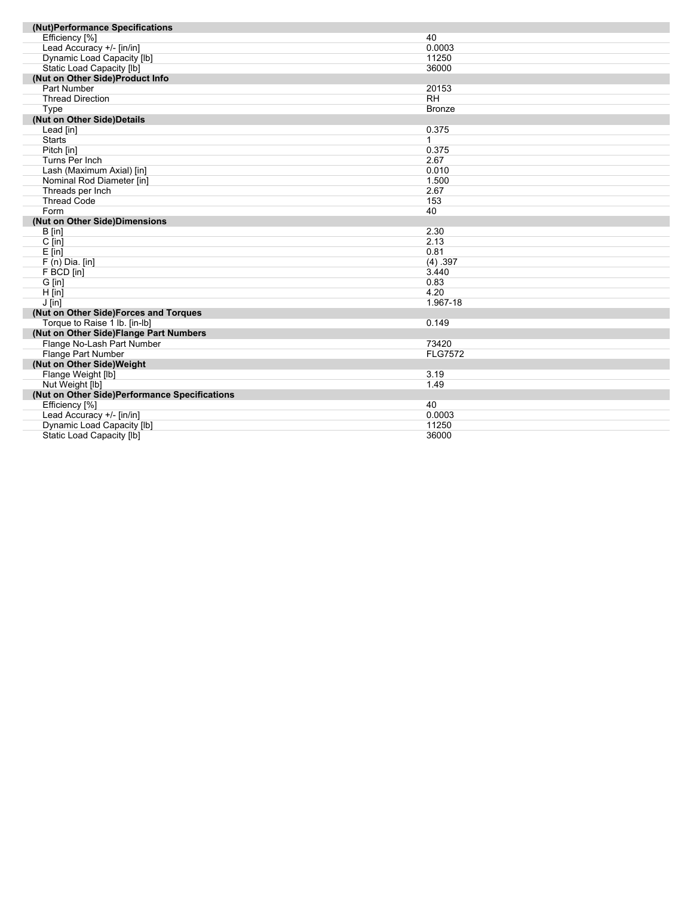| | |
|---|---|
| **(Nut)Performance Specifications** | |
| Efficiency [%] | 40 |
| Lead Accuracy +/- [in/in] | 0.0003 |
| Dynamic Load Capacity [lb] | 11250 |
| Static Load Capacity [lb] | 36000 |
| **(Nut on Other Side)Product Info** | |
| Part Number | 20153 |
| Thread Direction | RH |
| Type | Bronze |
| **(Nut on Other Side)Details** | |
| Lead [in] | 0.375 |
| Starts | 1 |
| Pitch [in] | 0.375 |
| Turns Per Inch | 2.67 |
| Lash (Maximum Axial) [in] | 0.010 |
| Nominal Rod Diameter [in] | 1.500 |
| Threads per Inch | 2.67 |
| Thread Code | 153 |
| Form | 40 |
| **(Nut on Other Side)Dimensions** | |
| B [in] | 2.30 |
| C [in] | 2.13 |
| E [in] | 0.81 |
| F (n) Dia. [in] | (4) .397 |
| F BCD [in] | 3.440 |
| G [in] | 0.83 |
| H [in] | 4.20 |
| J [in] | 1.967-18 |
| **(Nut on Other Side)Forces and Torques** | |
| Torque to Raise 1 lb. [in-lb] | 0.149 |
| **(Nut on Other Side)Flange Part Numbers** | |
| Flange No-Lash Part Number | 73420 |
| Flange Part Number | FLG7572 |
| **(Nut on Other Side)Weight** | |
| Flange Weight [lb] | 3.19 |
| Nut Weight [lb] | 1.49 |
| **(Nut on Other Side)Performance Specifications** | |
| Efficiency [%] | 40 |
| Lead Accuracy +/- [in/in] | 0.0003 |
| Dynamic Load Capacity [lb] | 11250 |
| Static Load Capacity [lb] | 36000 |